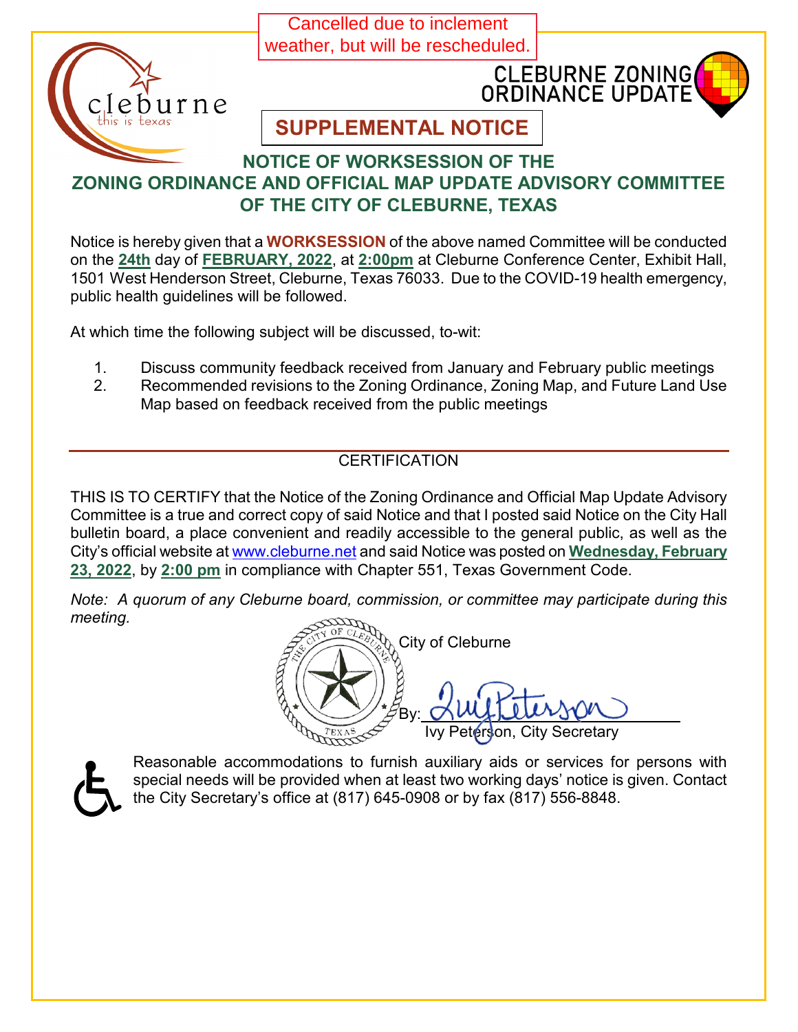Cancelled due to inclement weather, but will be rescheduled.

CLEBURNE ZONING ORDINANCE UPDATE

## SUPPLEMENTAL NOTICE

# NOTICE OF WORKSESSION OF THE ZONING ORDINANCE AND OFFICIAL MAP UPDATE ADVISORY COMMITTEE OF THE CITY OF CLEBURNE, TEXAS

Notice is hereby given that a **WORKSESSION** of the above named Committee will be conducted on the **24th** day of **FEBRUARY, 2022**, at **2:00pm** at Cleburne Conference Center, Exhibit Hall, 1501 West Henderson Street, Cleburne, Texas 76033. Due to the COVID-19 health emergency, public health guidelines will be followed.

At which time the following subject will be discussed, to-wit:

1. Discuss community feedback received from January and February public meetings
2. Recommended revisions to the Zoning Ordinance, Zoning Map, and Future Land Use Map based on feedback received from the public meetings

---

CERTIFICATION

THIS IS TO CERTIFY that the Notice of the Zoning Ordinance and Official Map Update Advisory Committee is a true and correct copy of said Notice and that I posted said Notice on the City Hall bulletin board, a place convenient and readily accessible to the general public, as well as the City's official website at www.cleburne.net and said Notice was posted on **Wednesday, February 23, 2022**, by **2:00 pm** in compliance with Chapter 551, Texas Government Code.

*Note: A quorum of any Cleburne board, commission, or committee may participate during this meeting.*

City of Cleburne

By: Ivy Peterson

Ivy Peterson, City Secretary

Reasonable accommodations to furnish auxiliary aids or services for persons with special needs will be provided when at least two working days' notice is given. Contact the City Secretary's office at (817) 645-0908 or by fax (817) 556-8848.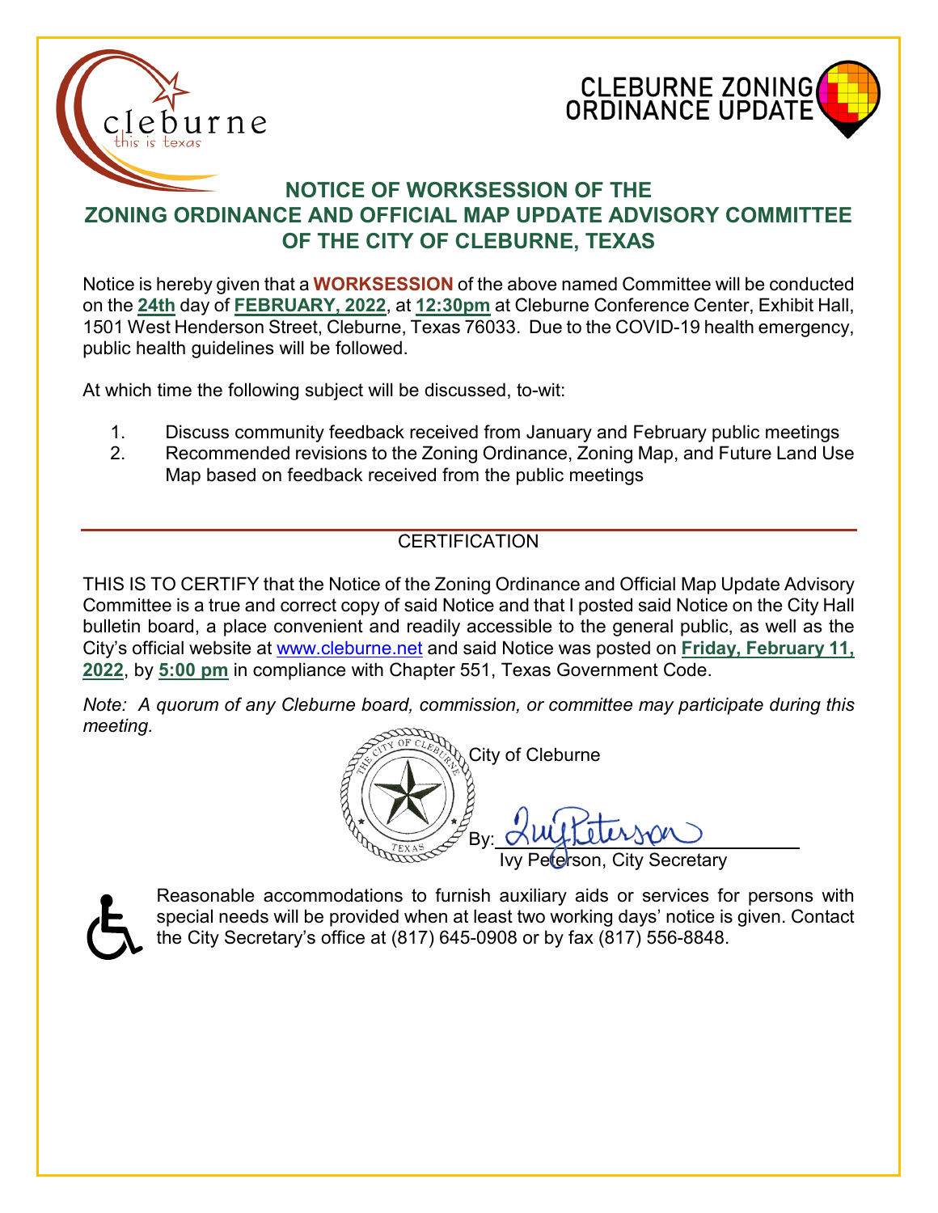# NOTICE OF WORKSESSION OF THE ZONING ORDINANCE AND OFFICIAL MAP UPDATE ADVISORY COMMITTEE OF THE CITY OF CLEBURNE, TEXAS

Notice is hereby given that a **WORKSESSION** of the above named Committee will be conducted on the **24th** day of **FEBRUARY, 2022**, at **12:30pm** at Cleburne Conference Center, Exhibit Hall, 1501 West Henderson Street, Cleburne, Texas 76033. Due to the COVID-19 health emergency, public health guidelines will be followed.

At which time the following subject will be discussed, to-wit:

1. Discuss community feedback received from January and February public meetings
2. Recommended revisions to the Zoning Ordinance, Zoning Map, and Future Land Use Map based on feedback received from the public meetings

## CERTIFICATION

THIS IS TO CERTIFY that the Notice of the Zoning Ordinance and Official Map Update Advisory Committee is a true and correct copy of said Notice and that I posted said Notice on the City Hall bulletin board, a place convenient and readily accessible to the general public, as well as the City's official website at www.cleburne.net and said Notice was posted on **Friday, February 11, 2022**, by **5:00 pm** in compliance with Chapter 551, Texas Government Code.

*Note: A quorum of any Cleburne board, commission, or committee may participate during this meeting.*

City of Cleburne

By: Ivy Peterson

Ivy Peterson, City Secretary

Reasonable accommodations to furnish auxiliary aids or services for persons with special needs will be provided when at least two working days' notice is given. Contact the City Secretary's office at (817) 645-0908 or by fax (817) 556-8848.